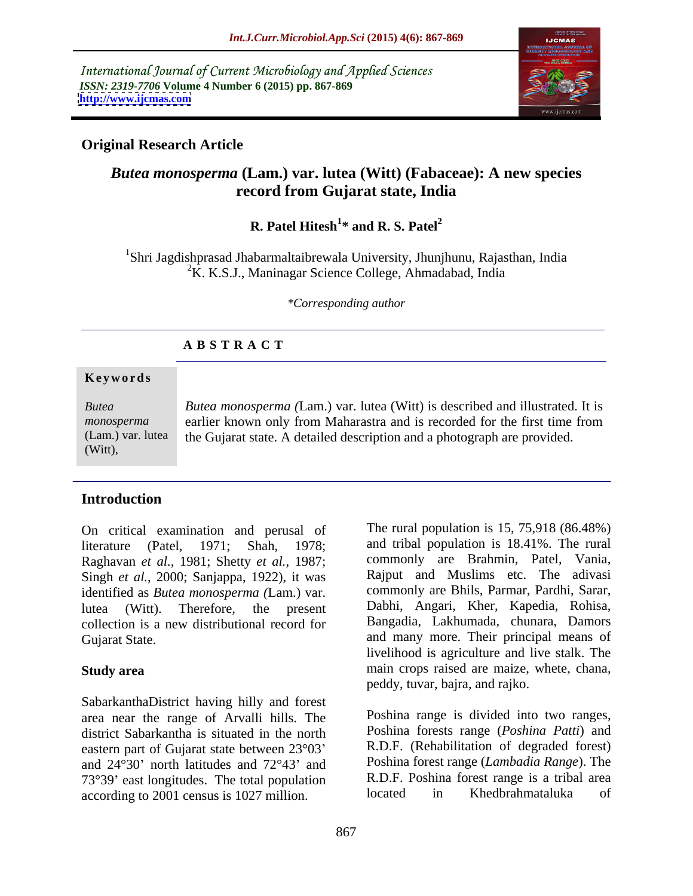International Journal of Current Microbiology and Applied Sciences
*ISSN: 2319-7706* **Volume 4 Number 6 (2015) pp. 867-869**
**http://www.ijcmas.com**

**Original Research Article**

# *Butea monosperma* (Lam.) var. lutea (Witt) (Fabaceae): A new species record from Gujarat state, India

**R. Patel Hitesh[1]* and R. S. Patel[2]**

[1]Shri Jagdishprasad Jhabarmaltaibrewala University, Jhunjhunu, Rajasthan, India
[2]K. K.S.J., Maninagar Science College, Ahmadabad, India

*\*Corresponding author*

**A B S T R A C T**

**Keywords**

*Butea monosperma* (Lam.) var. lutea (Witt),

*Butea monosperma (*Lam.) var. lutea (Witt) is described and illustrated. It is earlier known only from Maharastra and is recorded for the first time from the Gujarat state. A detailed description and a photograph are provided.

## Introduction

On critical examination and perusal of literature (Patel, 1971; Shah, 1978; Raghavan *et al.*, 1981; Shetty *et al.*, 1987; Singh *et al.*, 2000; Sanjappa, 1922), it was identified as *Butea monosperma (*Lam.) var. lutea (Witt). Therefore, the present collection is a new distributional record for Gujarat State.

## Study area

SabarkanthaDistrict having hilly and forest area near the range of Arvalli hills. The district Sabarkantha is situated in the north eastern part of Gujarat state between 23°03' and 24°30' north latitudes and 72°43' and 73°39' east longitudes. The total population according to 2001 census is 1027 million. The rural population is 15, 75,918 (86.48%) and tribal population is 18.41%. The rural commonly are Brahmin, Patel, Vania, Rajput and Muslims etc. The adivasi commonly are Bhils, Parmar, Pardhi, Sarar, Dabhi, Angari, Kher, Kapedia, Rohisa, Bangadia, Lakhumada, chunara, Damors and many more. Their principal means of livelihood is agriculture and live stalk. The main crops raised are maize, whete, chana, peddy, tuvar, bajra, and rajko.

Poshina range is divided into two ranges, Poshina forests range (*Poshina Patti*) and R.D.F. (Rehabilitation of degraded forest) Poshina forest range (*Lambadia Range*). The R.D.F. Poshina forest range is a tribal area located in Khedbrahmataluka of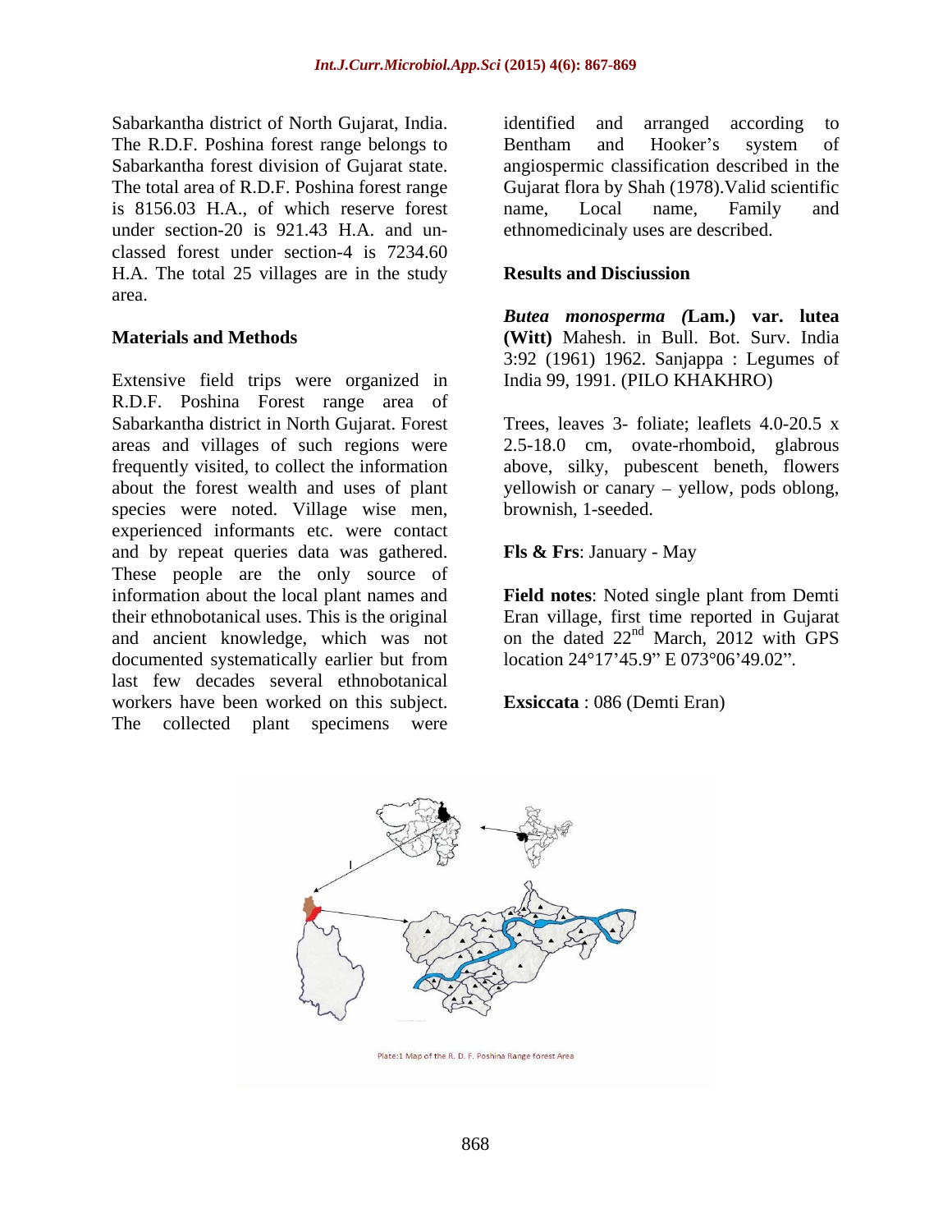Sabarkantha district of North Gujarat, India. The R.D.F. Poshina forest range belongs to Sabarkantha forest division of Gujarat state. The total area of R.D.F. Poshina forest range is 8156.03 H.A., of which reserve forest under section-20 is 921.43 H.A. and un-classed forest under section-4 is 7234.60 H.A. The total 25 villages are in the study area.

## Materials and Methods

Extensive field trips were organized in R.D.F. Poshina Forest range area of Sabarkantha district in North Gujarat. Forest areas and villages of such regions were frequently visited, to collect the information about the forest wealth and uses of plant species were noted. Village wise men, experienced informants etc. were contact and by repeat queries data was gathered. These people are the only source of information about the local plant names and their ethnobotanical uses. This is the original and ancient knowledge, which was not documented systematically earlier but from last few decades several ethnobotanical workers have been worked on this subject. The collected plant specimens were identified and arranged according to Bentham and Hooker's system of angiospermic classification described in the Gujarat flora by Shah (1978).Valid scientific name, Local name, Family and ethnomedicinaly uses are described.

## Results and Disciussion

***Butea monosperma (*Lam.) var. lutea (Witt)** Mahesh. in Bull. Bot. Surv. India 3:92 (1961) 1962. Sanjappa : Legumes of India 99, 1991. (PILO KHAKHRO)

Trees, leaves 3- foliate; leaflets 4.0-20.5 x 2.5-18.0 cm, ovate-rhomboid, glabrous above, silky, pubescent beneth, flowers yellowish or canary – yellow, pods oblong, brownish, 1-seeded.

**Fls & Frs**: January - May

**Field notes**: Noted single plant from Demti Eran village, first time reported in Gujarat on the dated 22nd March, 2012 with GPS location 24°17'45.9" E 073°06'49.02".

**Exsiccata** : 086 (Demti Eran)

Plate:1 Map of the R. D. F. Poshina Range forest Area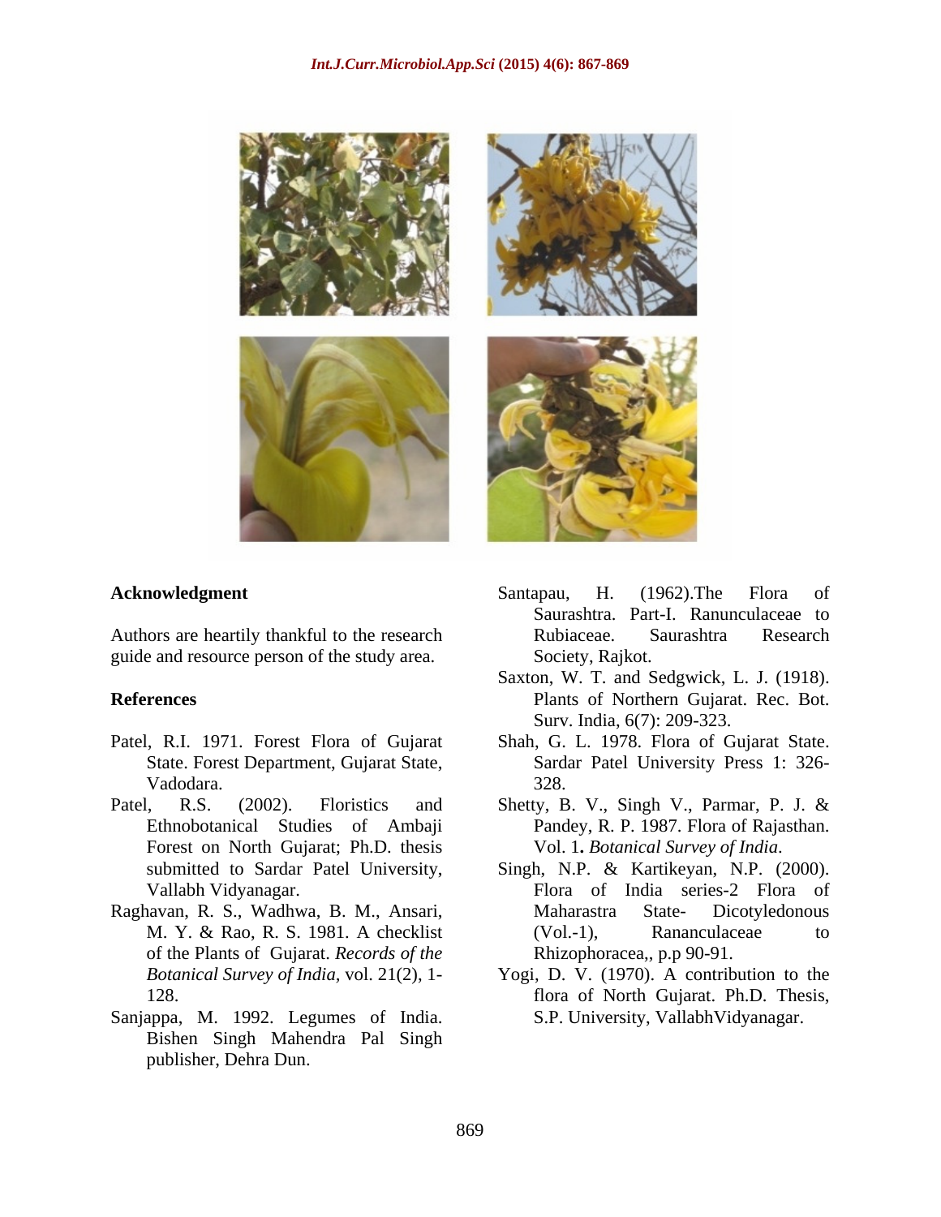## Acknowledgment

Authors are heartily thankful to the research guide and resource person of the study area.

## References

Patel, R.I. 1971. Forest Flora of Gujarat State. Forest Department, Gujarat State, Vadodara.

Patel, R.S. (2002). Floristics and Ethnobotanical Studies of Ambaji Forest on North Gujarat; Ph.D. thesis submitted to Sardar Patel University, Vallabh Vidyanagar.

Raghavan, R. S., Wadhwa, B. M., Ansari, M. Y. & Rao, R. S. 1981. A checklist of the Plants of Gujarat. *Records of the Botanical Survey of India*, vol. 21(2), 1-128.

Sanjappa, M. 1992. Legumes of India. Bishen Singh Mahendra Pal Singh publisher, Dehra Dun.

Santapau, H. (1962).The Flora of Saurashtra. Part-I. Ranunculaceae to Rubiaceae. Saurashtra Research Society, Rajkot.

Saxton, W. T. and Sedgwick, L. J. (1918). Plants of Northern Gujarat. Rec. Bot. Surv. India, 6(7): 209-323.

Shah, G. L. 1978. Flora of Gujarat State. Sardar Patel University Press 1: 326-328.

Shetty, B. V., Singh V., Parmar, P. J. & Pandey, R. P. 1987. Flora of Rajasthan. Vol. 1**.** *Botanical Survey of India*.

Singh, N.P. & Kartikeyan, N.P. (2000). Flora of India series-2 Flora of Maharastra State- Dicotyledonous (Vol.-1), Rananculaceae to Rhizophoracea,, p.p 90-91.

Yogi, D. V. (1970). A contribution to the flora of North Gujarat. Ph.D. Thesis, S.P. University, VallabhVidyanagar.